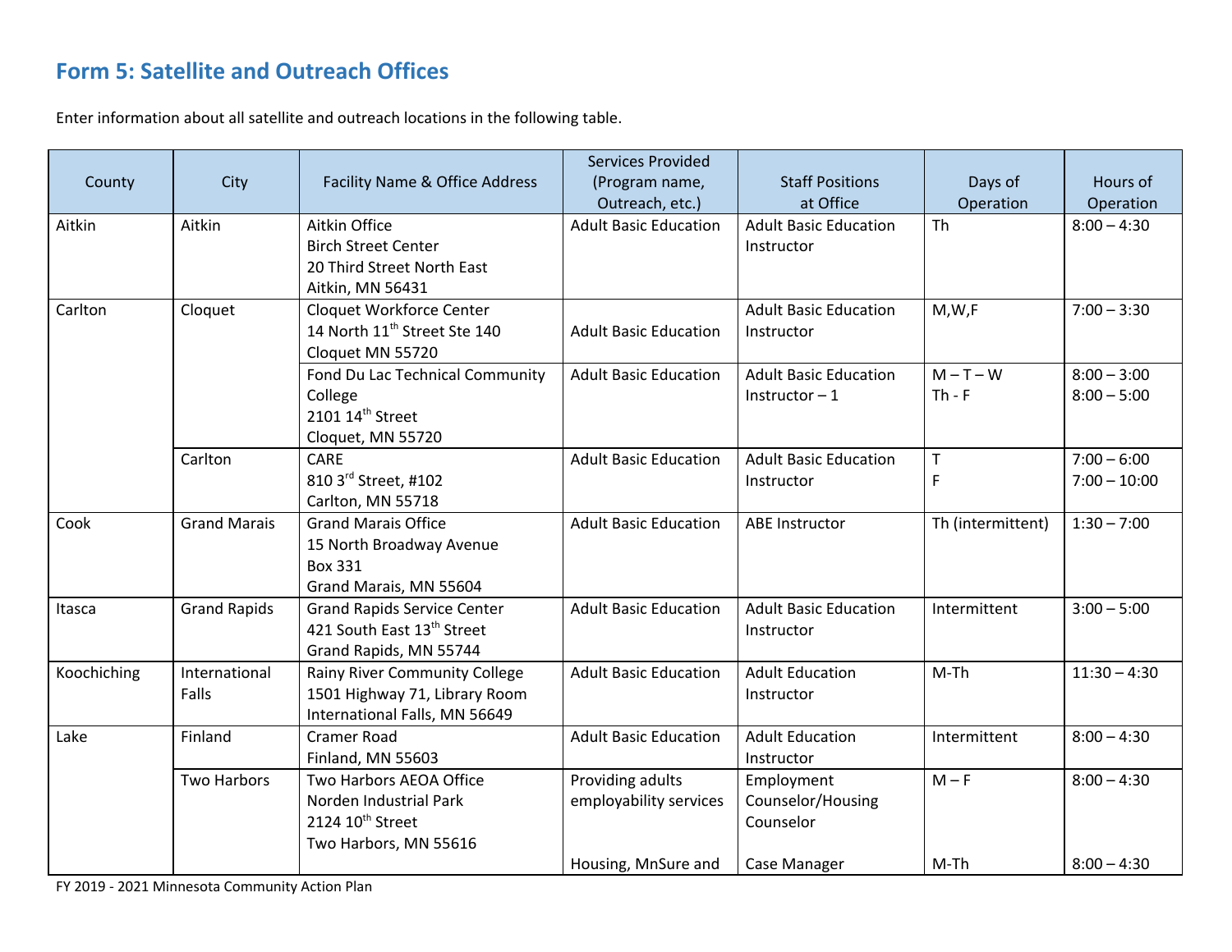## Form 5: Satellite and Outreach Offices

Enter information about all satellite and outreach locations in the following table.

| County | City | Facility Name & Office Address | Services Provided (Program name, Outreach, etc.) | Staff Positions at Office | Days of Operation | Hours of Operation |
|---|---|---|---|---|---|---|
| Aitkin | Aitkin | Aitkin Office<br>Birch Street Center<br>20 Third Street North East<br>Aitkin, MN 56431 | Adult Basic Education | Adult Basic Education Instructor | Th | 8:00 – 4:30 |
| Carlton | Cloquet | Cloquet Workforce Center<br>14 North 11th Street Ste 140<br>Cloquet MN 55720 | Adult Basic Education | Adult Basic Education Instructor | M,W,F | 7:00 – 3:30 |
| | | Fond Du Lac Technical Community College<br>2101 14th Street<br>Cloquet, MN 55720 | Adult Basic Education | Adult Basic Education Instructor – 1 | M – T – W<br>Th - F | 8:00 – 3:00<br>8:00 – 5:00 |
| | Carlton | CARE<br>810 3rd Street, #102<br>Carlton, MN 55718 | Adult Basic Education | Adult Basic Education Instructor | T<br>F | 7:00 – 6:00<br>7:00 – 10:00 |
| Cook | Grand Marais | Grand Marais Office<br>15 North Broadway Avenue<br>Box 331<br>Grand Marais, MN 55604 | Adult Basic Education | ABE Instructor | Th (intermittent) | 1:30 – 7:00 |
| Itasca | Grand Rapids | Grand Rapids Service Center<br>421 South East 13th Street<br>Grand Rapids, MN 55744 | Adult Basic Education | Adult Basic Education Instructor | Intermittent | 3:00 – 5:00 |
| Koochiching | International Falls | Rainy River Community College<br>1501 Highway 71, Library Room<br>International Falls, MN 56649 | Adult Basic Education | Adult Education Instructor | M-Th | 11:30 – 4:30 |
| Lake | Finland | Cramer Road<br>Finland, MN 55603 | Adult Basic Education | Adult Education Instructor | Intermittent | 8:00 – 4:30 |
| | Two Harbors | Two Harbors AEOA Office<br>Norden Industrial Park<br>2124 10th Street<br>Two Harbors, MN 55616 | Providing adults employability services<br><br>Housing, MnSure and | Employment Counselor/Housing Counselor<br><br>Case Manager | M – F<br><br>M-Th | 8:00 – 4:30<br><br>8:00 – 4:30 |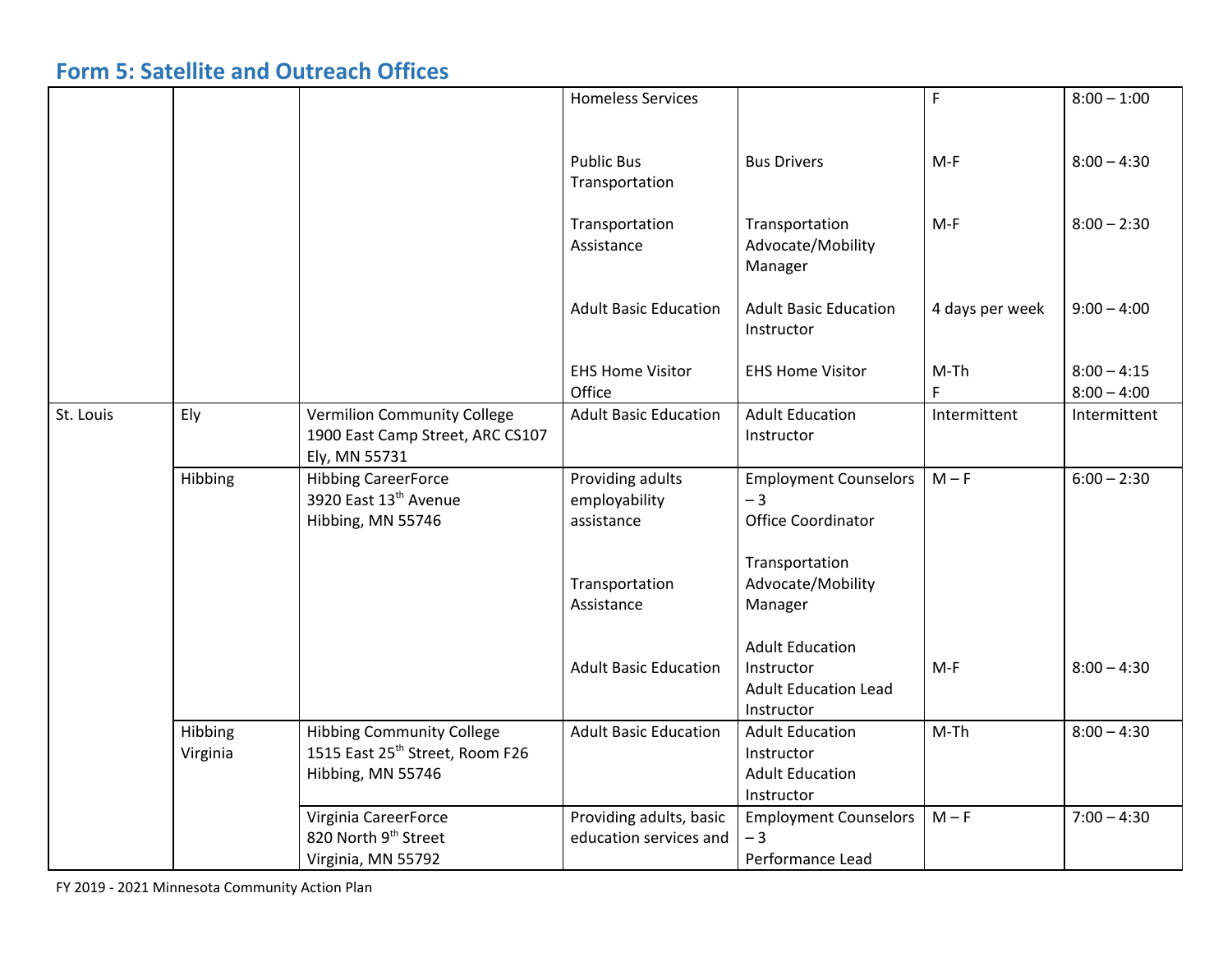## Form 5: Satellite and Outreach Offices

| | | | | | | |
|---|---|---|---|---|---|---|
| | | | Homeless Services | | F | 8:00 – 1:00 |
| | | | Public Bus Transportation | Bus Drivers | M-F | 8:00 – 4:30 |
| | | | Transportation Assistance | Transportation Advocate/Mobility Manager | M-F | 8:00 – 2:30 |
| | | | Adult Basic Education | Adult Basic Education Instructor | 4 days per week | 9:00 – 4:00 |
| | | | EHS Home Visitor Office | EHS Home Visitor | M-Th<br>F | 8:00 – 4:15<br>8:00 – 4:00 |
| St. Louis | Ely | Vermilion Community College<br>1900 East Camp Street, ARC CS107<br>Ely, MN 55731 | Adult Basic Education | Adult Education Instructor | Intermittent | Intermittent |
| | Hibbing | Hibbing CareerForce<br>3920 East 13th Avenue<br>Hibbing, MN 55746 | Providing adults employability assistance | Employment Counselors – 3<br>Office Coordinator | M – F | 6:00 – 2:30 |
| | | | Transportation Assistance | Transportation Advocate/Mobility Manager | | |
| | | | Adult Basic Education | Adult Education Instructor<br>Adult Education Lead Instructor | M-F | 8:00 – 4:30 |
| | Hibbing<br>Virginia | Hibbing Community College<br>1515 East 25th Street, Room F26<br>Hibbing, MN 55746 | Adult Basic Education | Adult Education Instructor<br>Adult Education Instructor | M-Th | 8:00 – 4:30 |
| | | Virginia CareerForce<br>820 North 9th Street<br>Virginia, MN 55792 | Providing adults, basic education services and | Employment Counselors – 3<br>Performance Lead | M – F | 7:00 – 4:30 |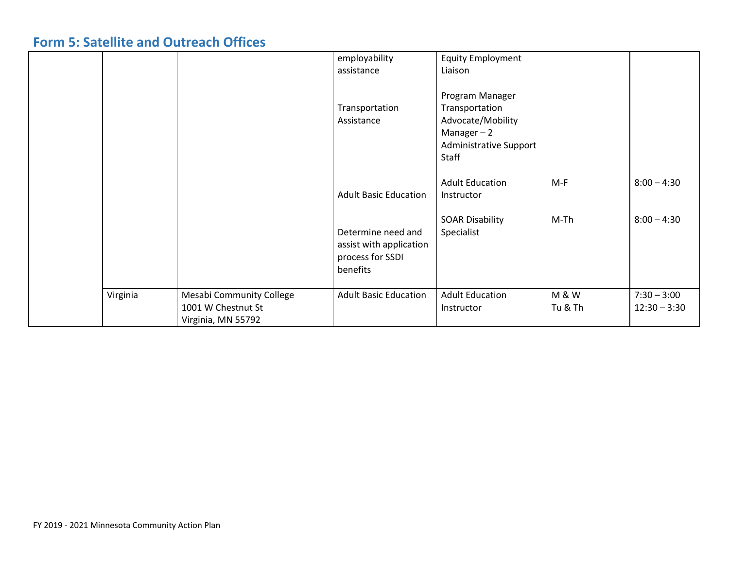## Form 5: Satellite and Outreach Offices

| | | | | | | |
|---|---|---|---|---|---|---|
| | | | employability assistance<br><br>Transportation Assistance<br><br>Adult Basic Education<br><br>Determine need and assist with application process for SSDI benefits | Equity Employment Liaison<br><br>Program Manager Transportation Advocate/Mobility Manager – 2 Administrative Support Staff<br><br>Adult Education Instructor<br><br>SOAR Disability Specialist | M-F<br><br>M-Th | 8:00 – 4:30<br><br>8:00 – 4:30 |
| | Virginia | Mesabi Community College<br>1001 W Chestnut St<br>Virginia, MN 55792 | Adult Basic Education | Adult Education Instructor | M & W<br>Tu & Th | 7:30 – 3:00<br>12:30 – 3:30 |

FY 2019 - 2021 Minnesota Community Action Plan